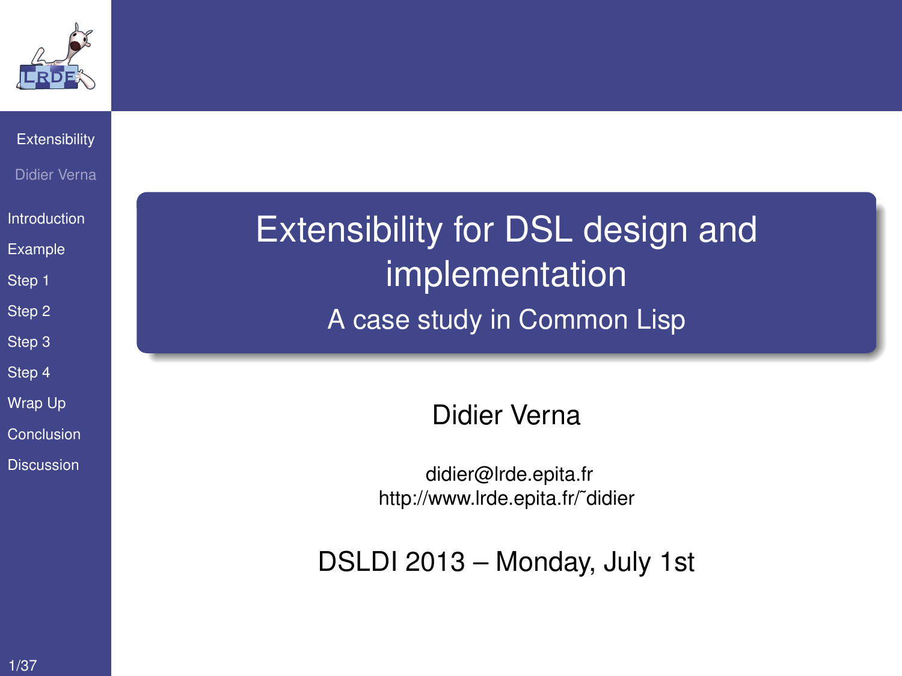# Extensibility for DSL design and implementation

## A case study in Common Lisp

Didier Verna

didier@lrde.epita.fr
http://www.lrde.epita.fr/˜didier

DSLDI 2013 – Monday, July 1st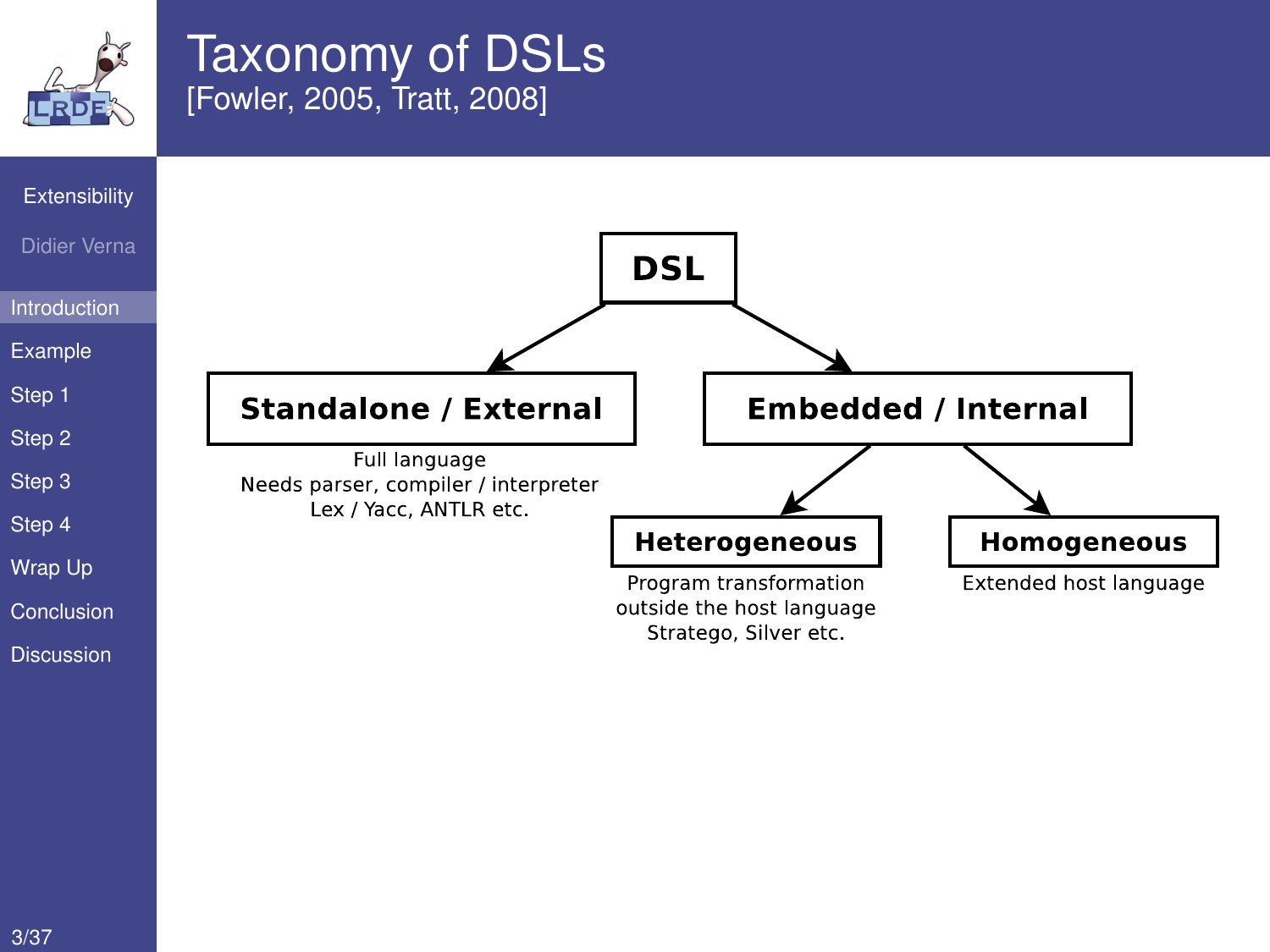# Taxonomy of DSLs

[Fowler, 2005, Tratt, 2008]

- **DSL**
  - **Standalone / External**
    - Full language
    - Needs parser, compiler / interpreter
    - Lex / Yacc, ANTLR etc.
  - **Embedded / Internal**
    - **Heterogeneous**
      - Program transformation outside the host language
      - Stratego, Silver etc.
    - **Homogeneous**
      - Extended host language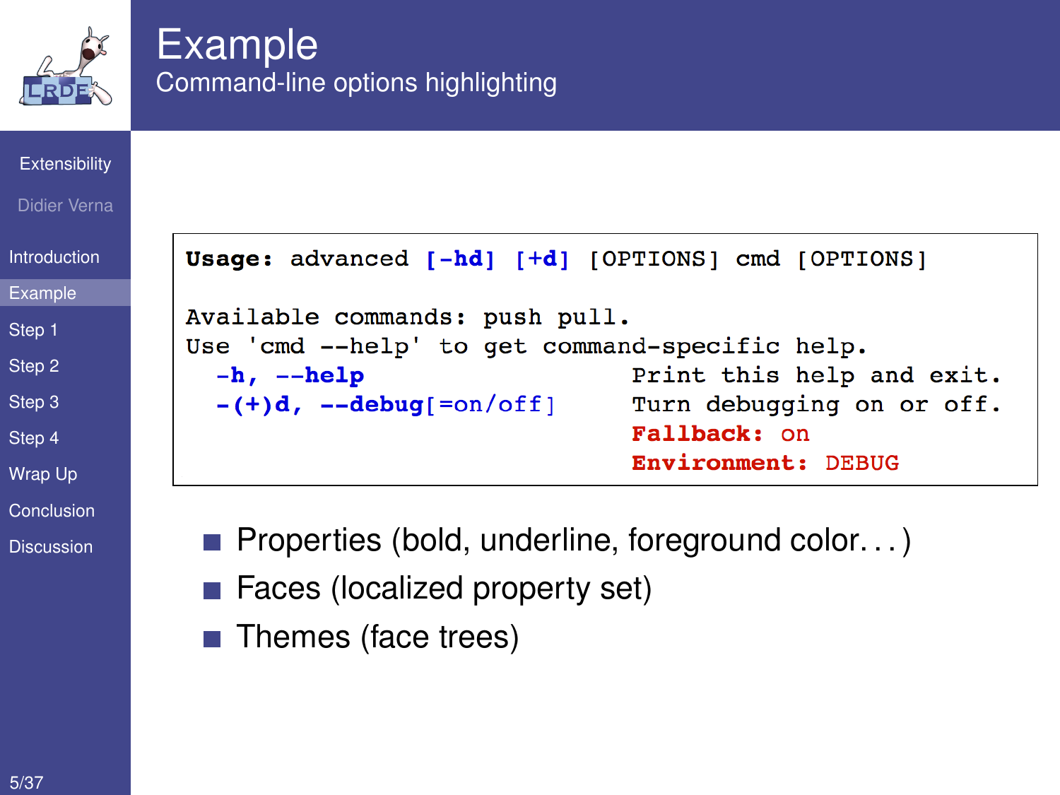# Example

## Command-line options highlighting

```
Usage: advanced [-hd] [+d] [OPTIONS] cmd [OPTIONS]

Available commands: push pull.
Use 'cmd --help' to get command-specific help.
  -h, --help                    Print this help and exit.
  -(+)d, --debug[=on/off]       Turn debugging on or off.
                                Fallback: on
                                Environment: DEBUG
```

- Properties (bold, underline, foreground color…)
- Faces (localized property set)
- Themes (face trees)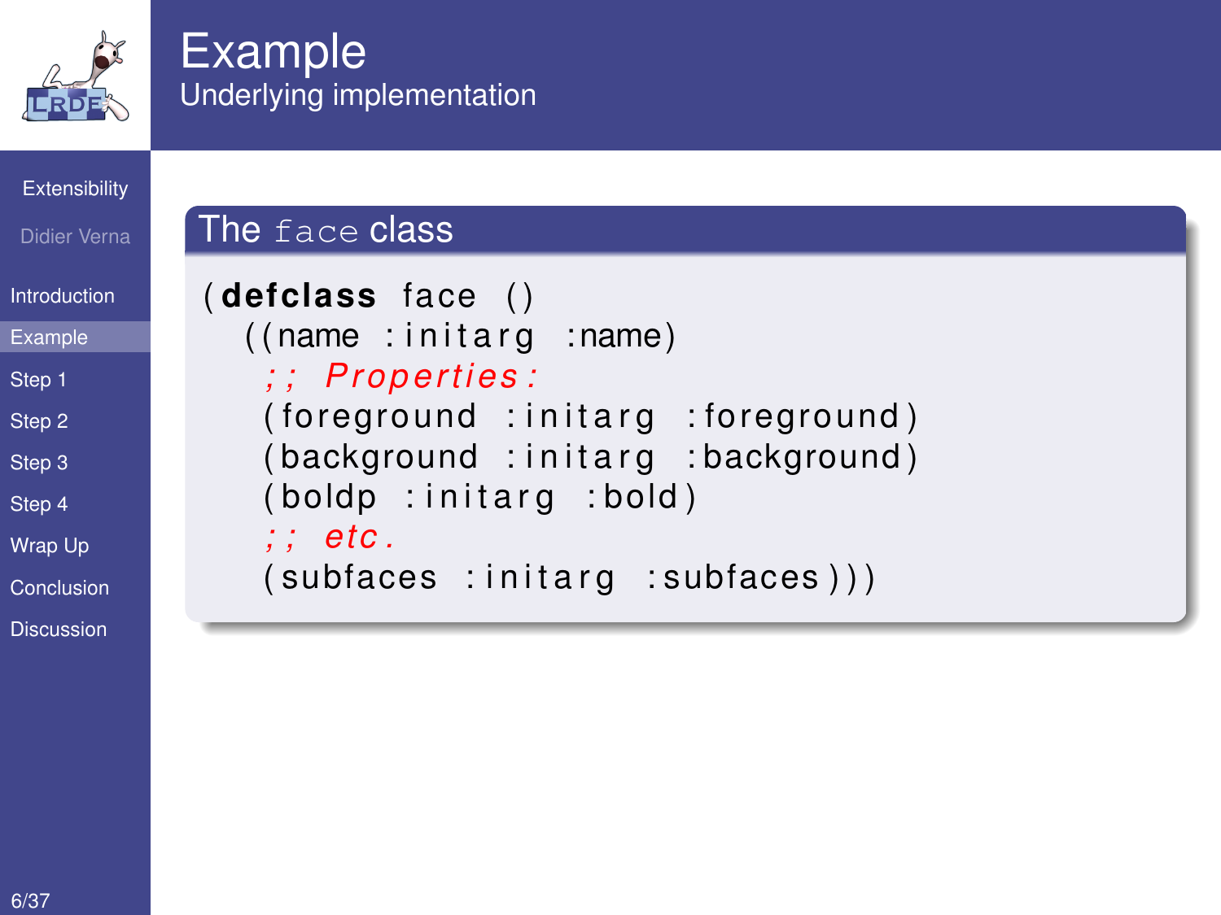# Example

## Underlying implementation

### The `face` class

```
(defclass face ()
  ((name :initarg :name)
   ;; Properties:
   (foreground :initarg :foreground)
   (background :initarg :background)
   (boldp :initarg :bold)
   ;; etc.
   (subfaces :initarg :subfaces)))
```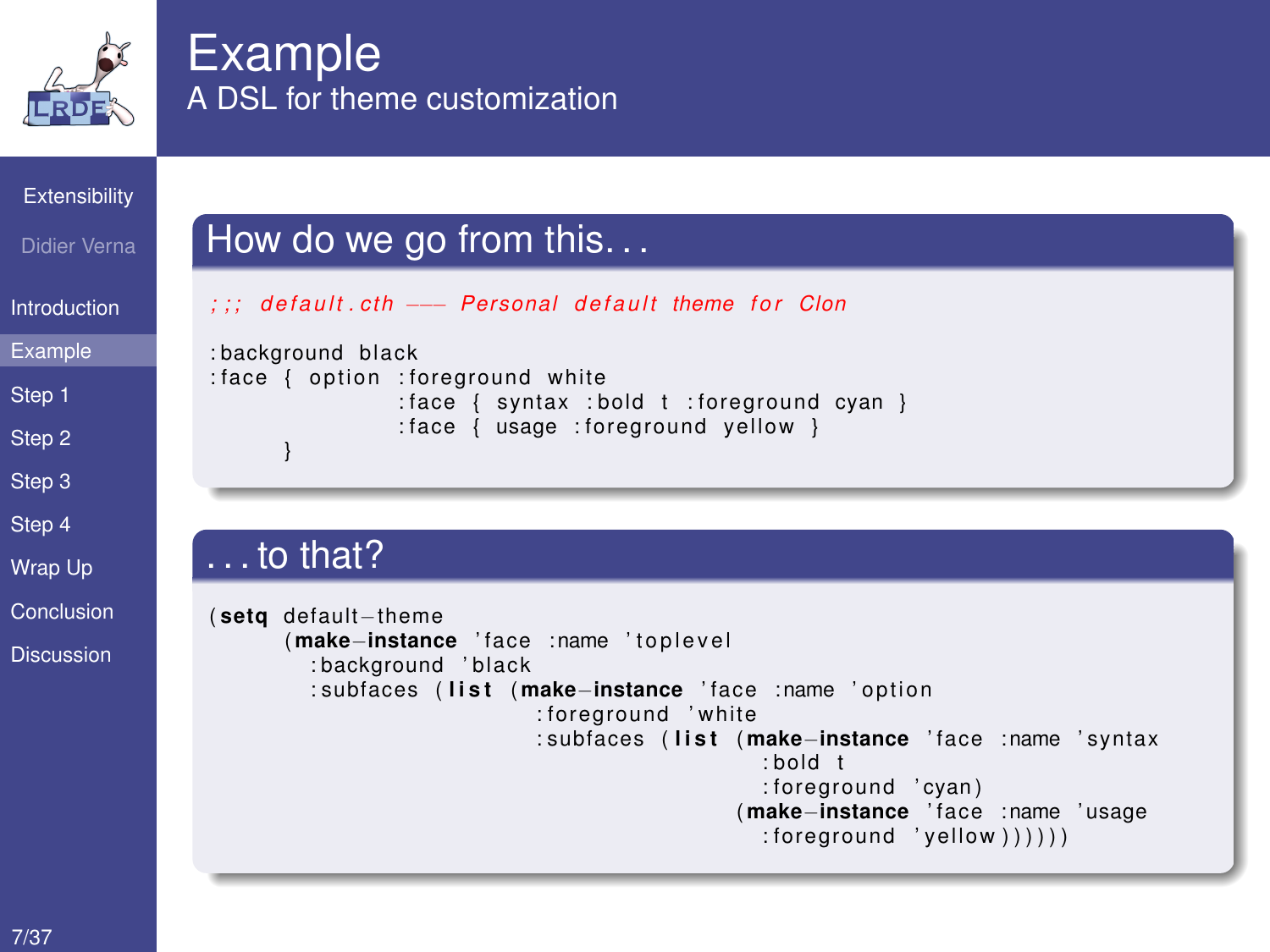# Example

## A DSL for theme customization

### How do we go from this...

```
;;; default.cth --- Personal default theme for Clon

:background black
:face { option :foreground white
               :face { syntax :bold t :foreground cyan }
               :face { usage :foreground yellow }
      }
```

### ...to that?

```
(setq default-theme
      (make-instance 'face :name 'toplevel
        :background 'black
        :subfaces (list (make-instance 'face :name 'option
                          :foreground 'white
                          :subfaces (list (make-instance 'face :name 'syntax
                                            :bold t
                                            :foreground 'cyan)
                                          (make-instance 'face :name 'usage
                                            :foreground 'yellow))))))
```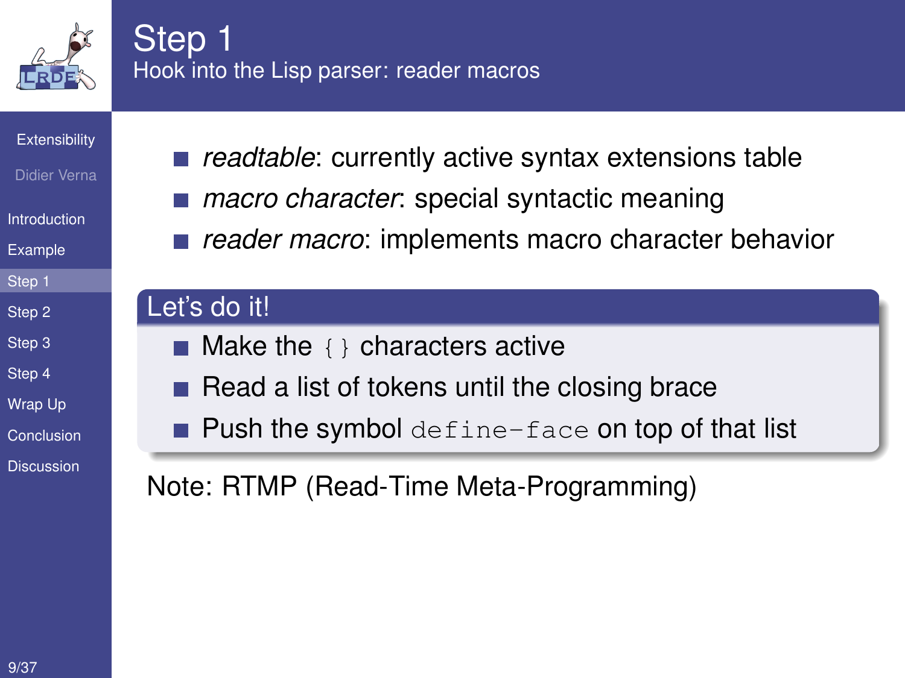# Step 1

## Hook into the Lisp parser: reader macros

- *readtable*: currently active syntax extensions table
- *macro character*: special syntactic meaning
- *reader macro*: implements macro character behavior

### Let's do it!

- Make the `{}` characters active
- Read a list of tokens until the closing brace
- Push the symbol `define-face` on top of that list

Note: RTMP (Read-Time Meta-Programming)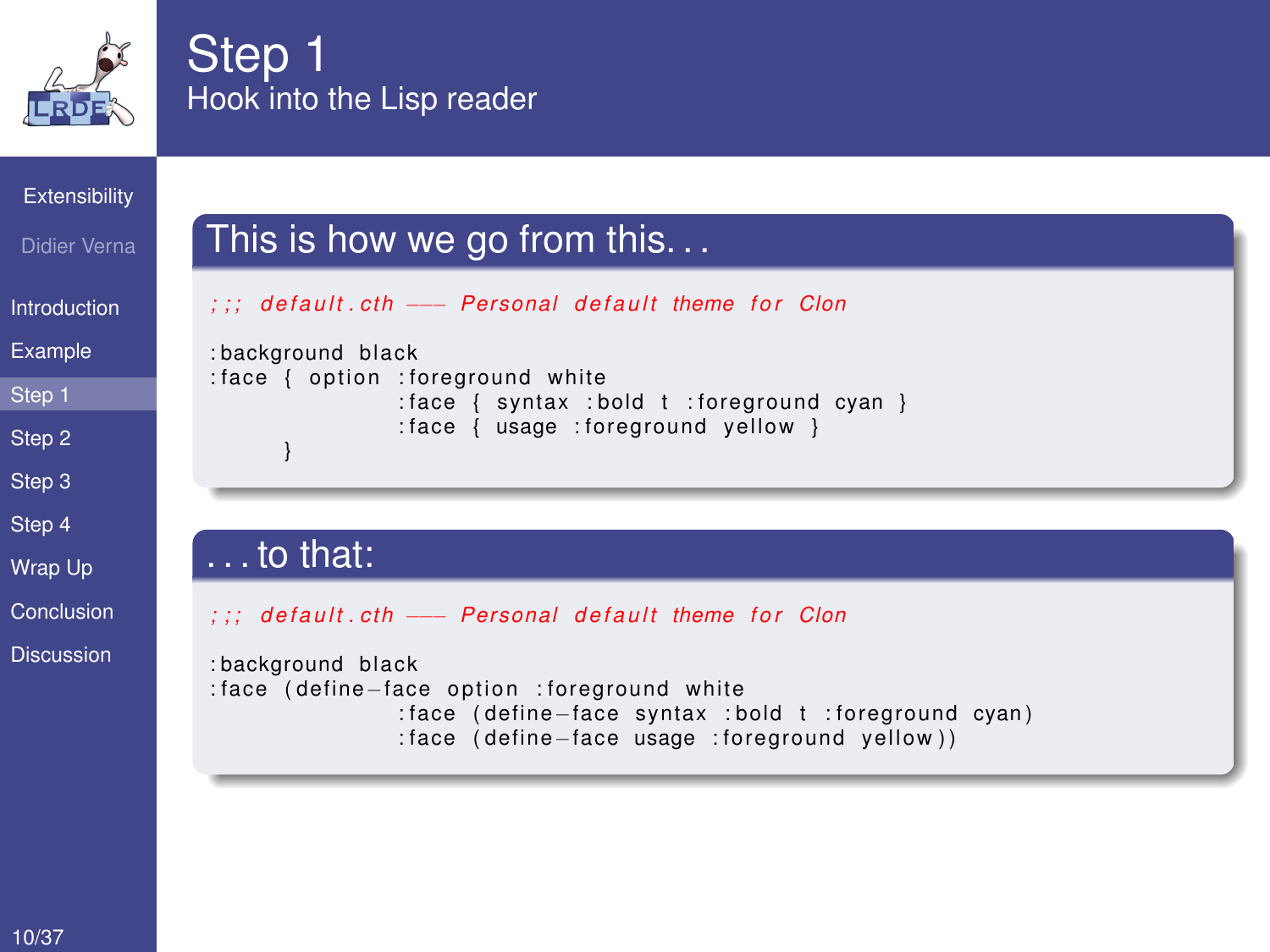# Step 1

## Hook into the Lisp reader

### This is how we go from this. . .

```
;;; default.cth --- Personal default theme for Clon

:background black
:face { option :foreground white
                :face { syntax :bold t :foreground cyan }
                :face { usage :foreground yellow }
      }
```

### . . . to that:

```
;;; default.cth --- Personal default theme for Clon

:background black
:face (define-face option :foreground white
                :face (define-face syntax :bold t :foreground cyan)
                :face (define-face usage :foreground yellow))
```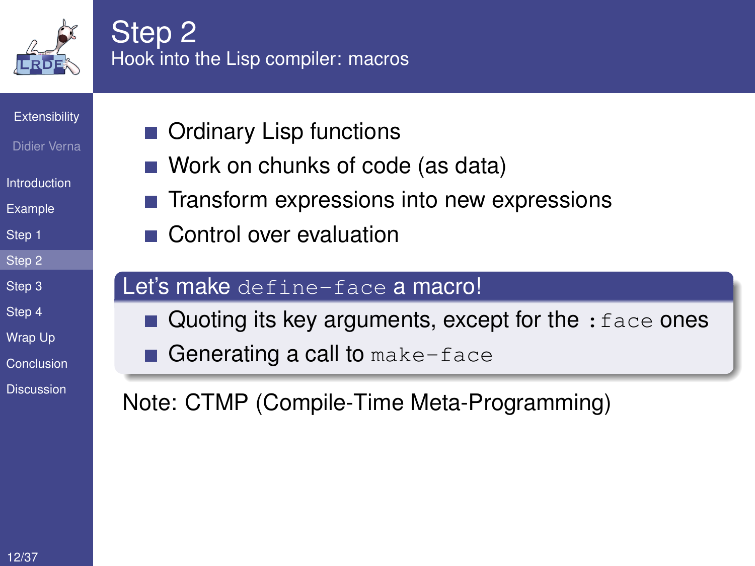# Step 2

## Hook into the Lisp compiler: macros

- Ordinary Lisp functions
- Work on chunks of code (as data)
- Transform expressions into new expressions
- Control over evaluation

**Let's make `define-face` a macro!**

- Quoting its key arguments, except for the `:face` ones
- Generating a call to `make-face`

Note: CTMP (Compile-Time Meta-Programming)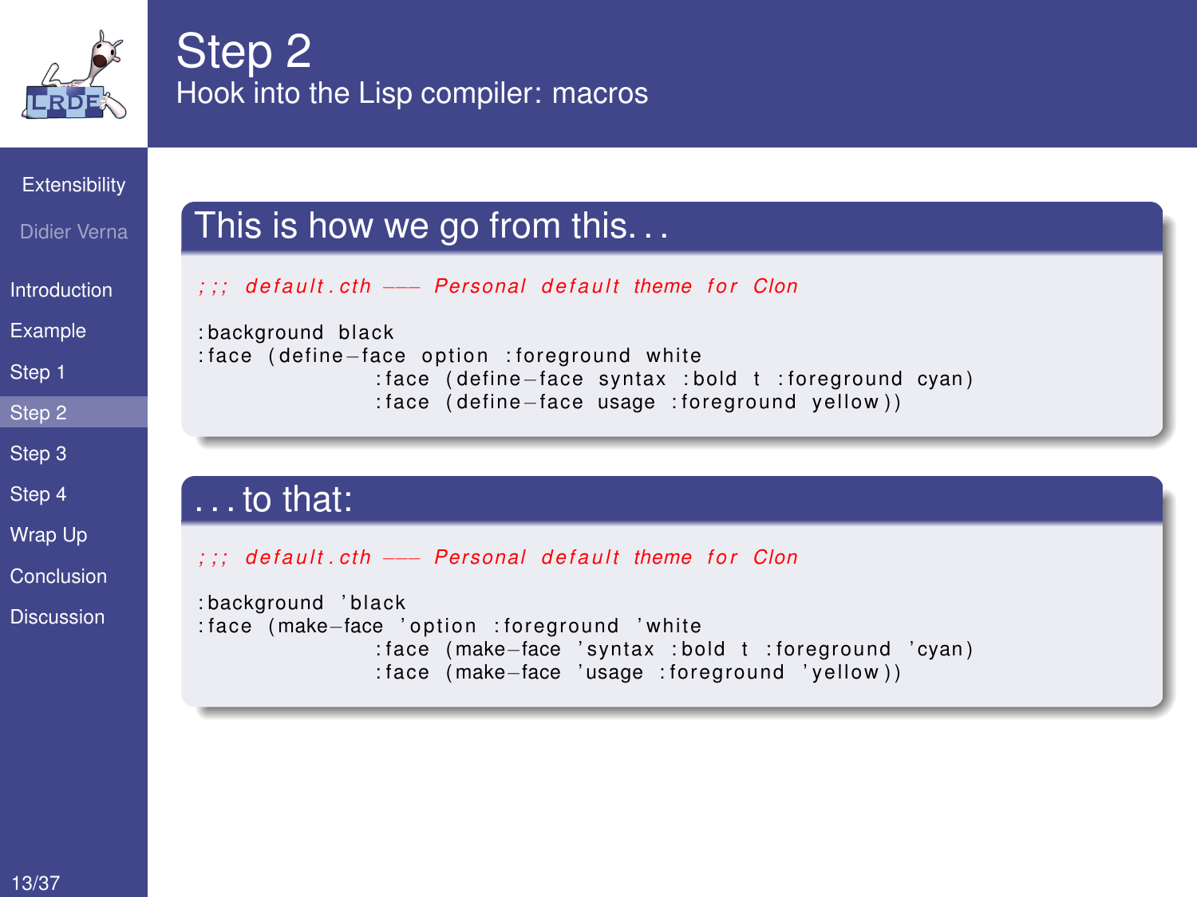# Step 2

## Hook into the Lisp compiler: macros

### This is how we go from this. . .

```
;;; default.cth --- Personal default theme for Clon

:background black
:face (define-face option :foreground white
              :face (define-face syntax :bold t :foreground cyan)
              :face (define-face usage :foreground yellow))
```

### . . . to that:

```
;;; default.cth --- Personal default theme for Clon

:background 'black
:face (make-face 'option :foreground 'white
              :face (make-face 'syntax :bold t :foreground 'cyan)
              :face (make-face 'usage :foreground 'yellow))
```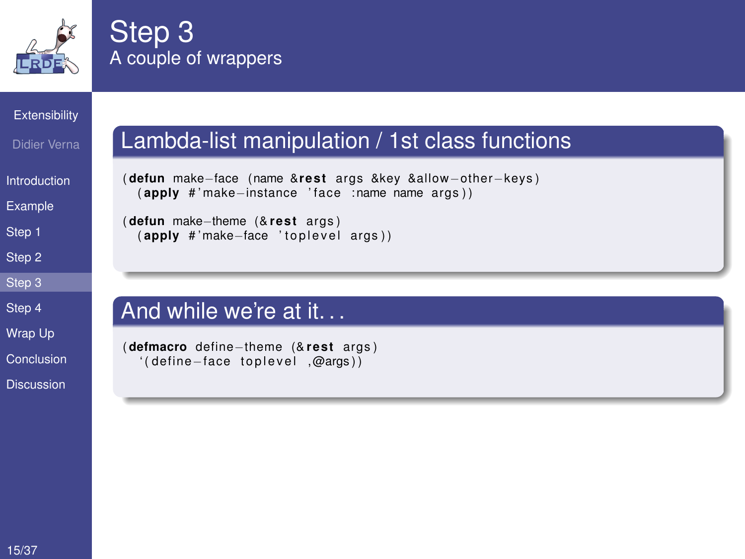# Step 3

## A couple of wrappers

### Lambda-list manipulation / 1st class functions

```
(defun make-face (name &rest args &key &allow-other-keys)
  (apply #'make-instance 'face :name name args))

(defun make-theme (&rest args)
  (apply #'make-face 'toplevel args))
```

### And while we're at it...

```
(defmacro define-theme (&rest args)
  `(define-face toplevel ,@args))
```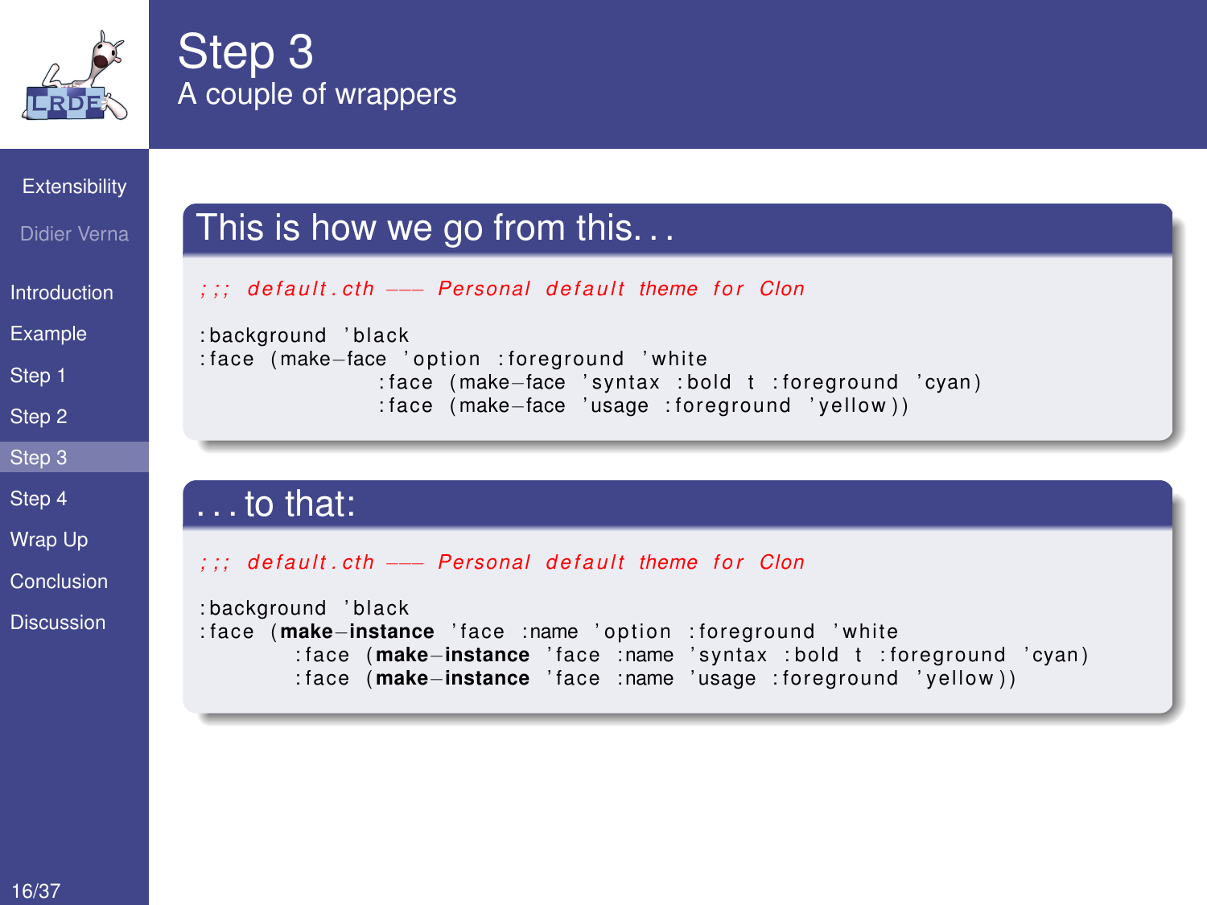# Step 3

## A couple of wrappers

### This is how we go from this...

```
;;; default.cth --- Personal default theme for Clon

:background 'black
:face (make-face 'option :foreground 'white
                 :face (make-face 'syntax :bold t :foreground 'cyan)
                 :face (make-face 'usage :foreground 'yellow))
```

### ... to that:

```
;;; default.cth --- Personal default theme for Clon

:background 'black
:face (make-instance 'face :name 'option :foreground 'white
        :face (make-instance 'face :name 'syntax :bold t :foreground 'cyan)
        :face (make-instance 'face :name 'usage :foreground 'yellow))
```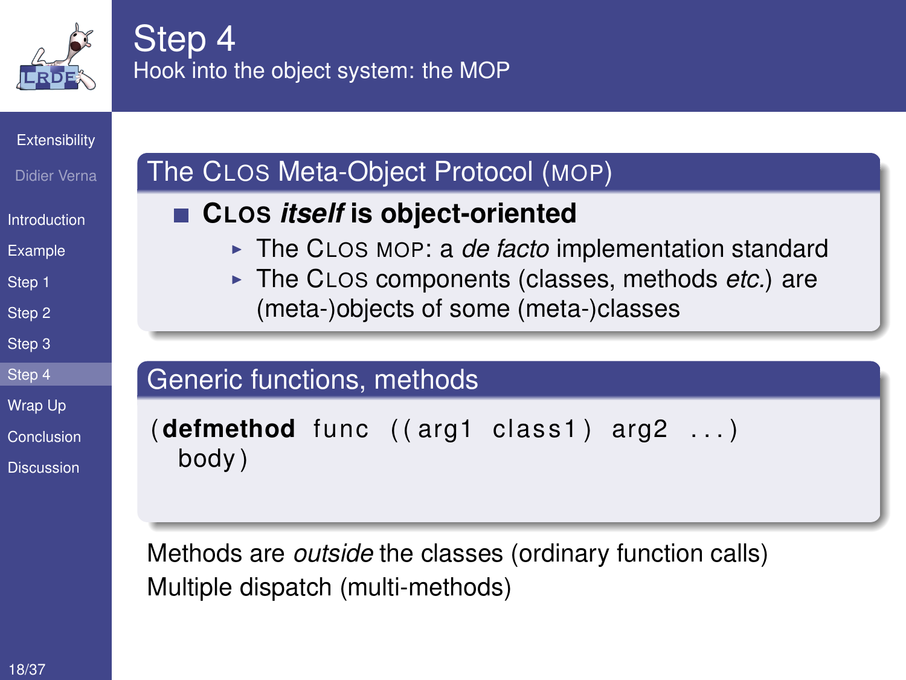# Step 4

## Hook into the object system: the MOP

### The CLOS Meta-Object Protocol (MOP)

- **CLOS *itself* is object-oriented**
  - The CLOS MOP: a *de facto* implementation standard
  - The CLOS components (classes, methods *etc.*) are (meta-)objects of some (meta-)classes

### Generic functions, methods

```
(defmethod func ((arg1 class1) arg2 ...)
  body)
```

Methods are *outside* the classes (ordinary function calls)
Multiple dispatch (multi-methods)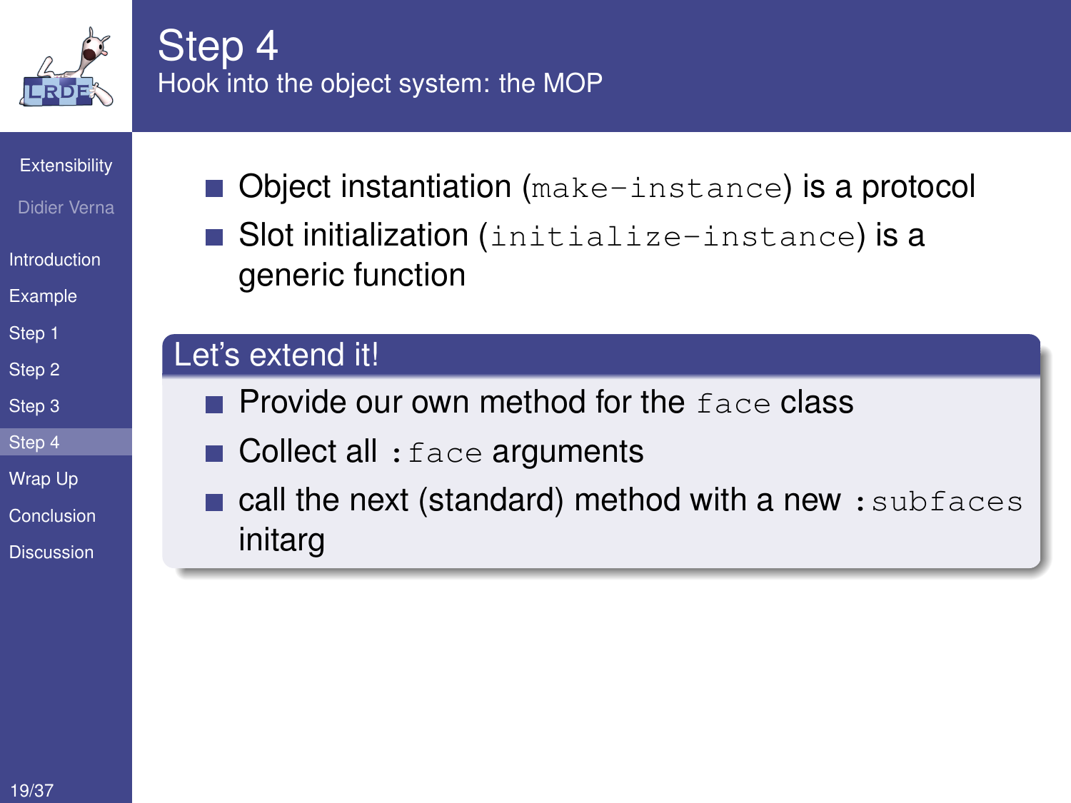# Step 4

## Hook into the object system: the MOP

- Object instantiation (`make-instance`) is a protocol
- Slot initialization (`initialize-instance`) is a generic function

### Let's extend it!

- Provide our own method for the `face` class
- Collect all `:face` arguments
- call the next (standard) method with a new `:subfaces` initarg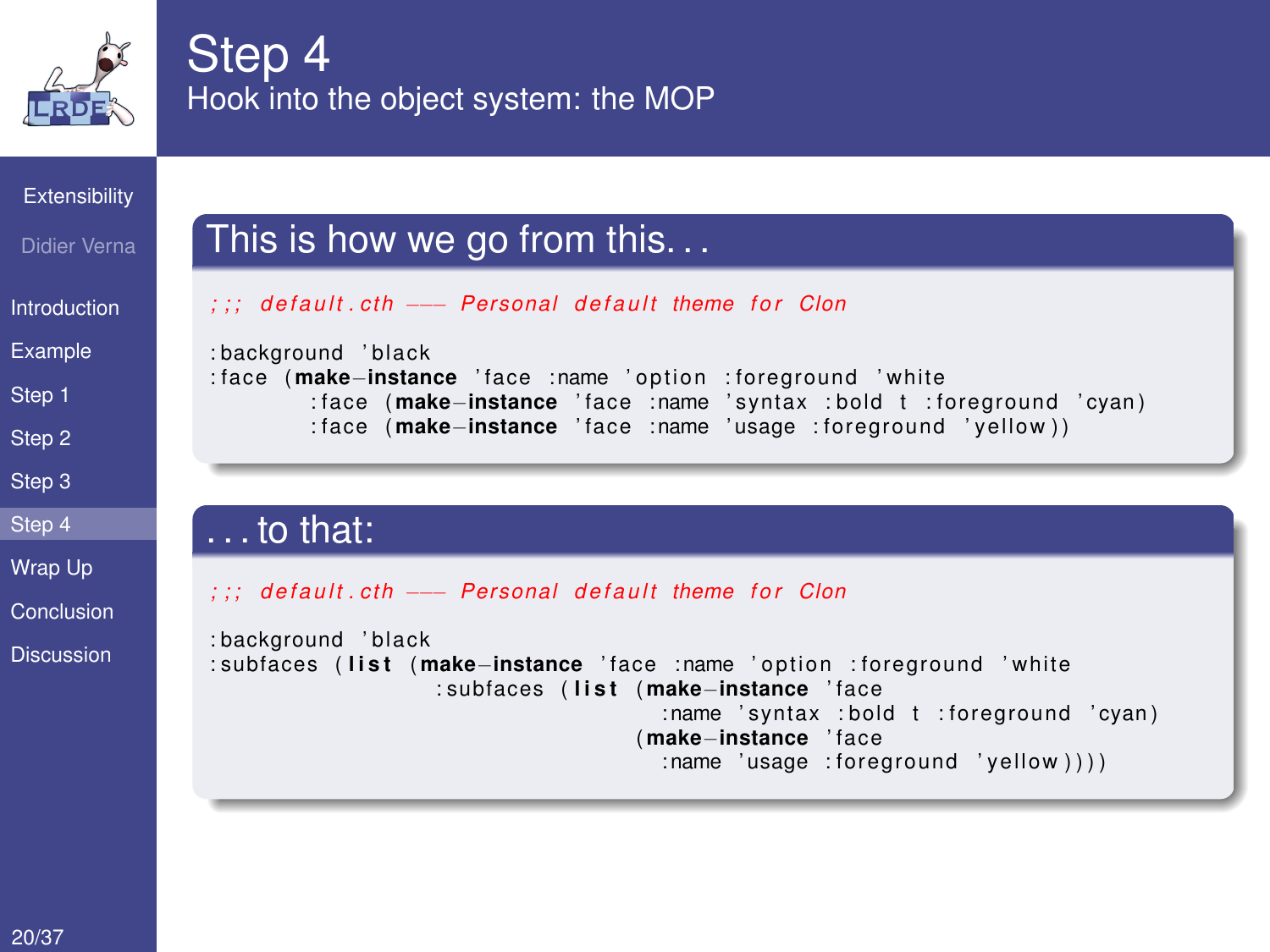# Step 4

## Hook into the object system: the MOP

### This is how we go from this...

```
;;; default.cth --- Personal default theme for Clon

:background 'black
:face (make-instance 'face :name 'option :foreground 'white
        :face (make-instance 'face :name 'syntax :bold t :foreground 'cyan)
        :face (make-instance 'face :name 'usage :foreground 'yellow))
```

### ... to that:

```
;;; default.cth --- Personal default theme for Clon

:background 'black
:subfaces (list (make-instance 'face :name 'option :foreground 'white
                  :subfaces (list (make-instance 'face
                                    :name 'syntax :bold t :foreground 'cyan)
                                  (make-instance 'face
                                    :name 'usage :foreground 'yellow))))
```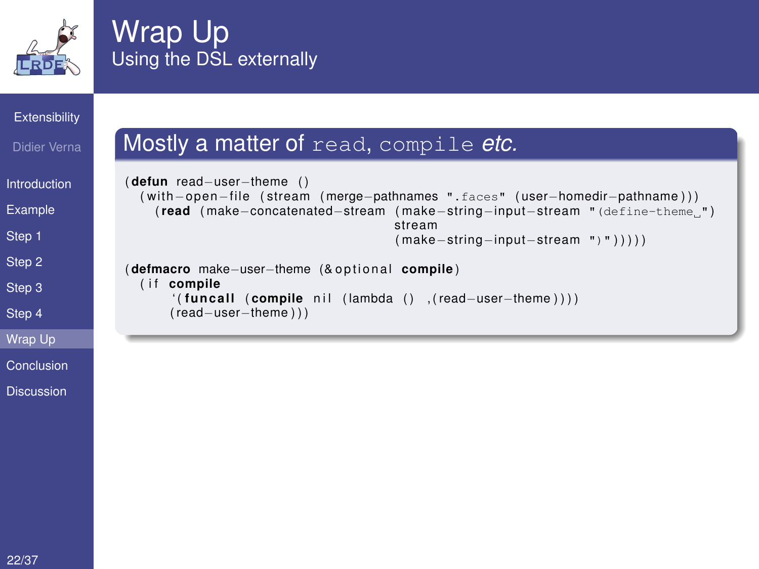# Wrap Up

## Using the DSL externally

### Mostly a matter of `read`, `compile` *etc.*

```lisp
(defun read-user-theme ()
  (with-open-file (stream (merge-pathnames ".faces" (user-homedir-pathname)))
    (read (make-concatenated-stream (make-string-input-stream "(define-theme ")
                                    stream
                                    (make-string-input-stream ")")))))

(defmacro make-user-theme (&optional compile)
  (if compile
      `(funcall (compile nil (lambda () ,(read-user-theme))))
      (read-user-theme)))
```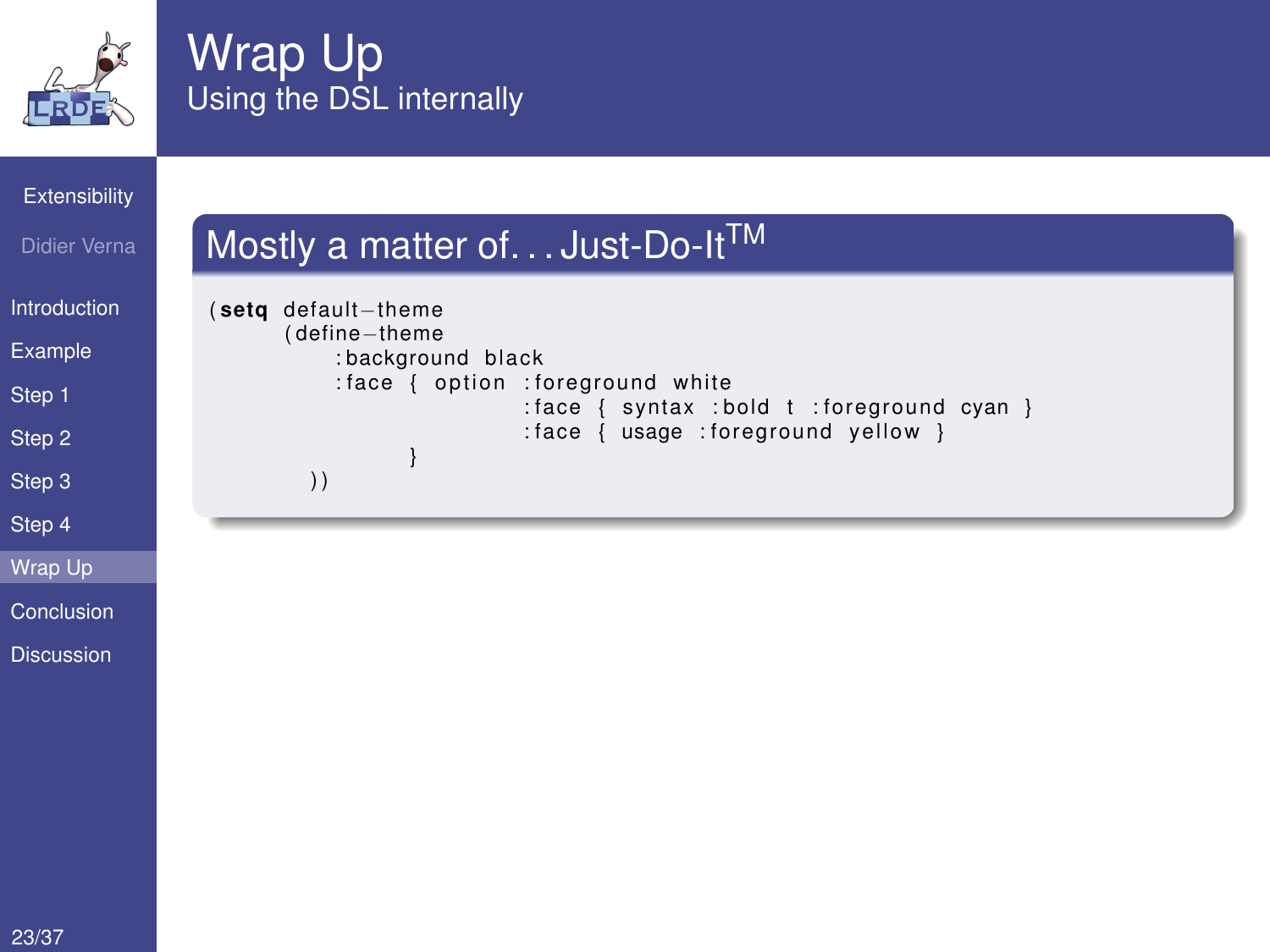# Wrap Up

## Using the DSL internally

### Mostly a matter of. . . Just-Do-It™

```
(setq default-theme
      (define-theme
          :background black
          :face { option :foreground white
                         :face { syntax :bold t :foreground cyan }
                         :face { usage :foreground yellow }
                }
        ))
```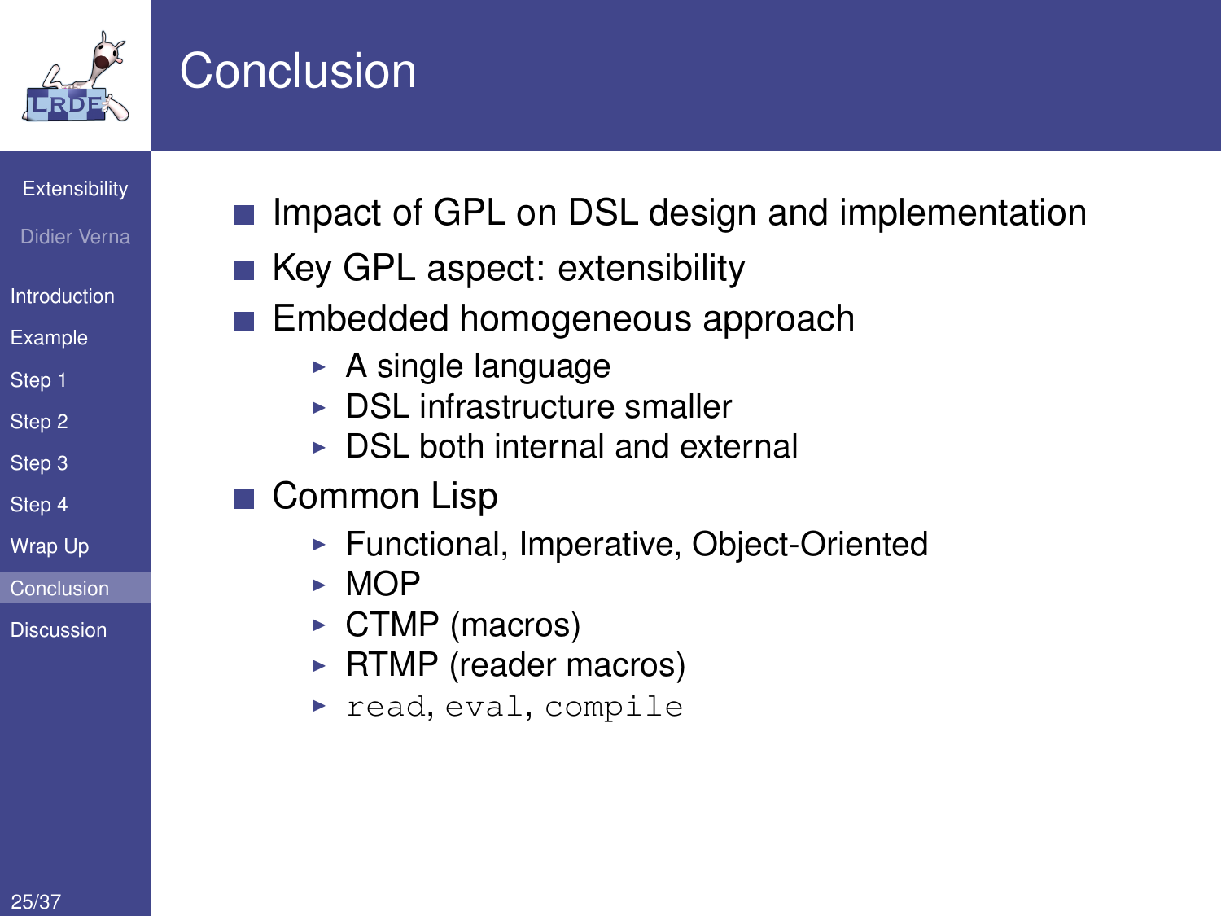# Conclusion

- Impact of GPL on DSL design and implementation
- Key GPL aspect: extensibility
- Embedded homogeneous approach
  - A single language
  - DSL infrastructure smaller
  - DSL both internal and external
- Common Lisp
  - Functional, Imperative, Object-Oriented
  - MOP
  - CTMP (macros)
  - RTMP (reader macros)
  - `read`, `eval`, `compile`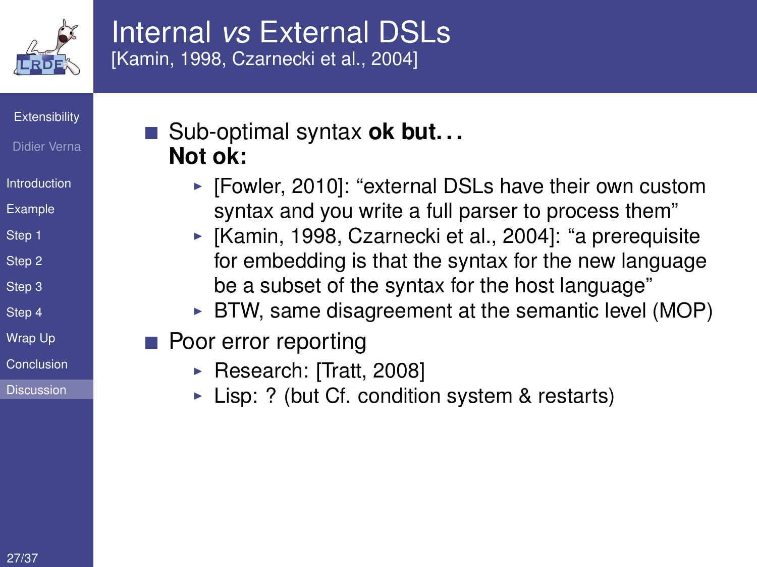# Internal *vs* External DSLs
[Kamin, 1998, Czarnecki et al., 2004]

- Sub-optimal syntax **ok but...**
  **Not ok:**
  - [Fowler, 2010]: "external DSLs have their own custom syntax and you write a full parser to process them"
  - [Kamin, 1998, Czarnecki et al., 2004]: "a prerequisite for embedding is that the syntax for the new language be a subset of the syntax for the host language"
  - BTW, same disagreement at the semantic level (MOP)
- Poor error reporting
  - Research: [Tratt, 2008]
  - Lisp: ? (but Cf. condition system & restarts)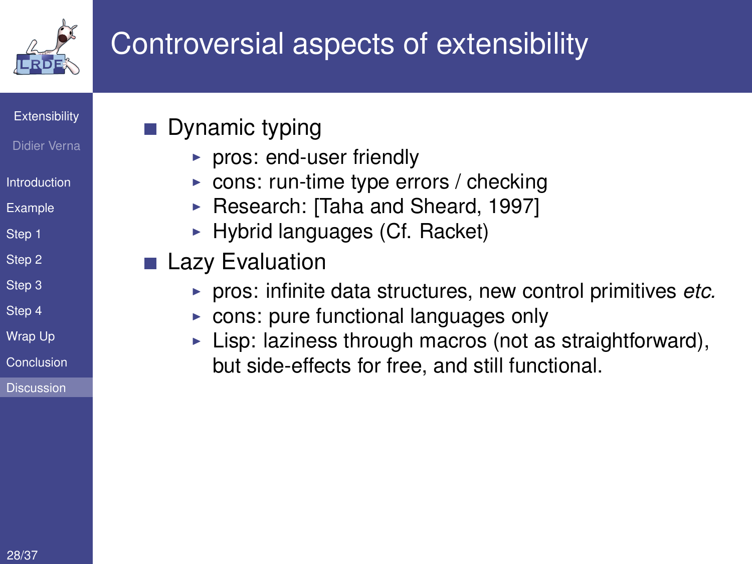# Controversial aspects of extensibility

- Dynamic typing
  - pros: end-user friendly
  - cons: run-time type errors / checking
  - Research: [Taha and Sheard, 1997]
  - Hybrid languages (Cf. Racket)
- Lazy Evaluation
  - pros: infinite data structures, new control primitives *etc.*
  - cons: pure functional languages only
  - Lisp: laziness through macros (not as straightforward), but side-effects for free, and still functional.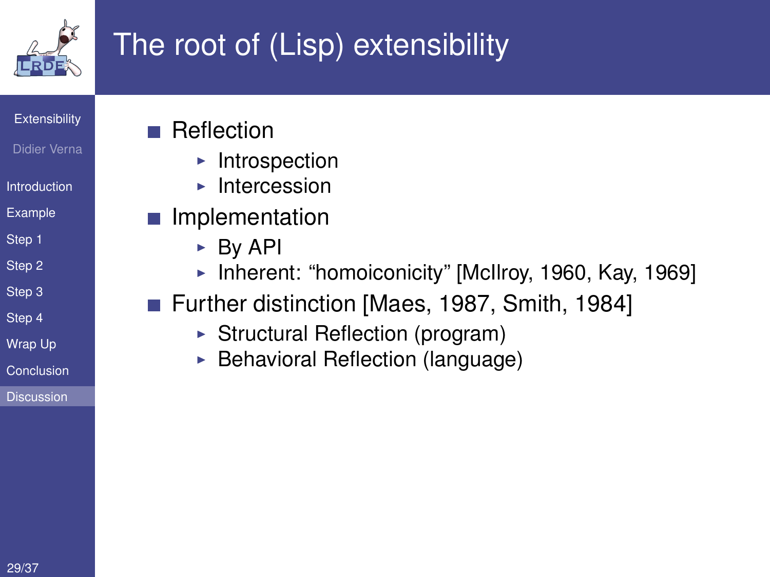# The root of (Lisp) extensibility

- Reflection
  - Introspection
  - Intercession
- Implementation
  - By API
  - Inherent: “homoiconicity” [McIlroy, 1960, Kay, 1969]
- Further distinction [Maes, 1987, Smith, 1984]
  - Structural Reflection (program)
  - Behavioral Reflection (language)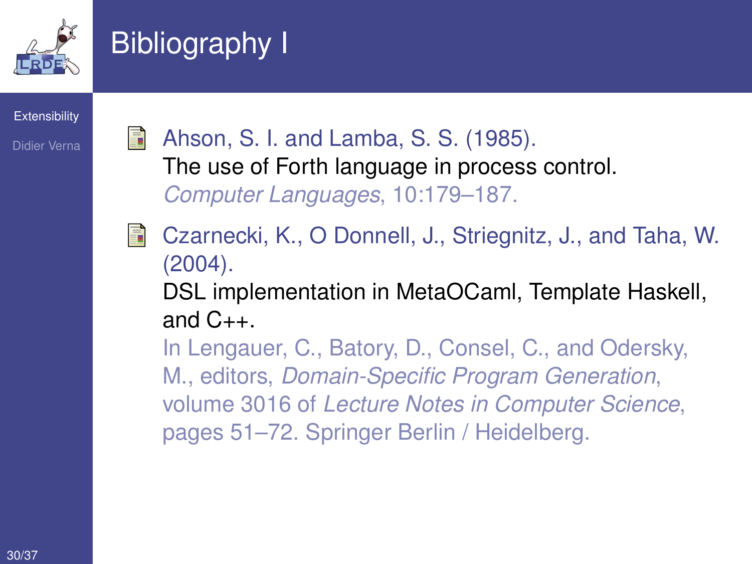# Bibliography I

- Ahson, S. I. and Lamba, S. S. (1985).
  The use of Forth language in process control.
  *Computer Languages*, 10:179–187.

- Czarnecki, K., O Donnell, J., Striegnitz, J., and Taha, W. (2004).
  DSL implementation in MetaOCaml, Template Haskell, and C++.
  In Lengauer, C., Batory, D., Consel, C., and Odersky, M., editors, *Domain-Specific Program Generation*, volume 3016 of *Lecture Notes in Computer Science*, pages 51–72. Springer Berlin / Heidelberg.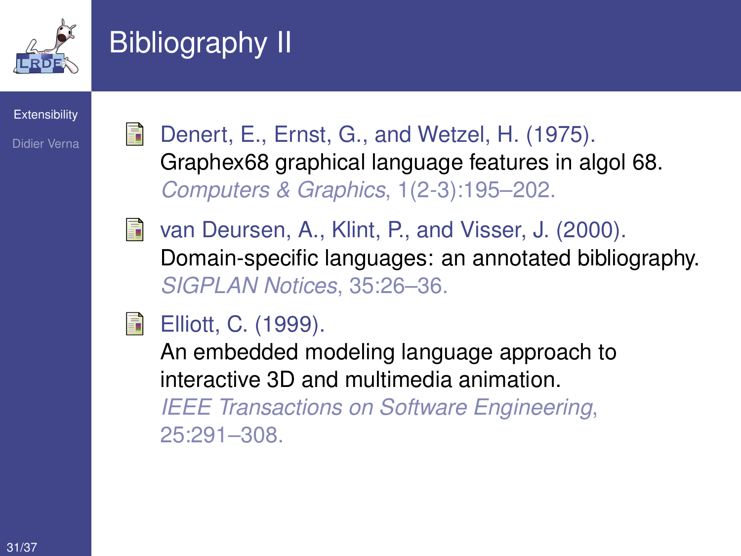# Bibliography II

- Denert, E., Ernst, G., and Wetzel, H. (1975).
  Graphex68 graphical language features in algol 68.
  *Computers & Graphics*, 1(2-3):195–202.

- van Deursen, A., Klint, P., and Visser, J. (2000).
  Domain-specific languages: an annotated bibliography.
  *SIGPLAN Notices*, 35:26–36.

- Elliott, C. (1999).
  An embedded modeling language approach to interactive 3D and multimedia animation.
  *IEEE Transactions on Software Engineering*, 25:291–308.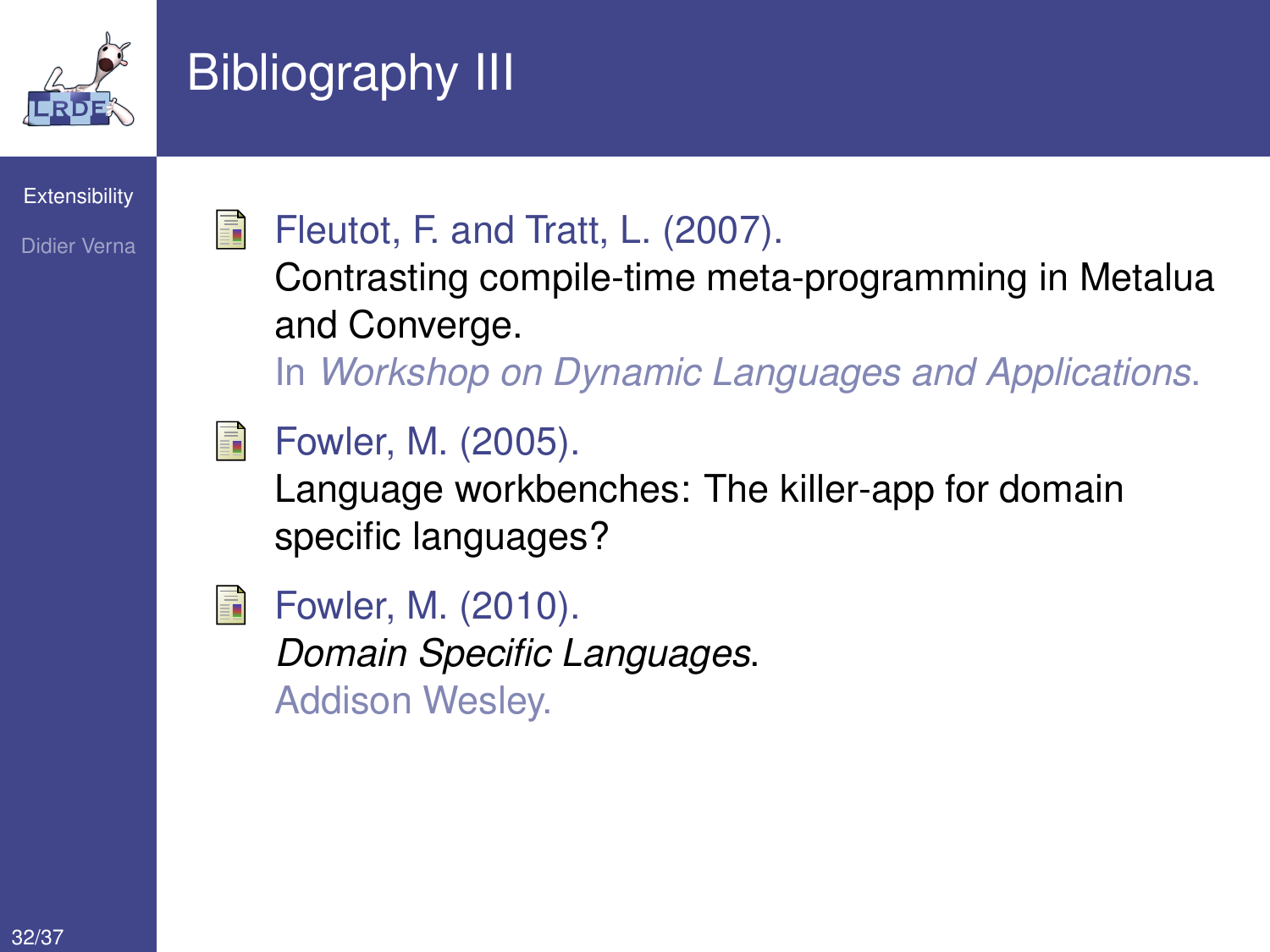# Bibliography III

- Fleutot, F. and Tratt, L. (2007).
  Contrasting compile-time meta-programming in Metalua and Converge.
  In *Workshop on Dynamic Languages and Applications*.

- Fowler, M. (2005).
  Language workbenches: The killer-app for domain specific languages?

- Fowler, M. (2010).
  *Domain Specific Languages*.
  Addison Wesley.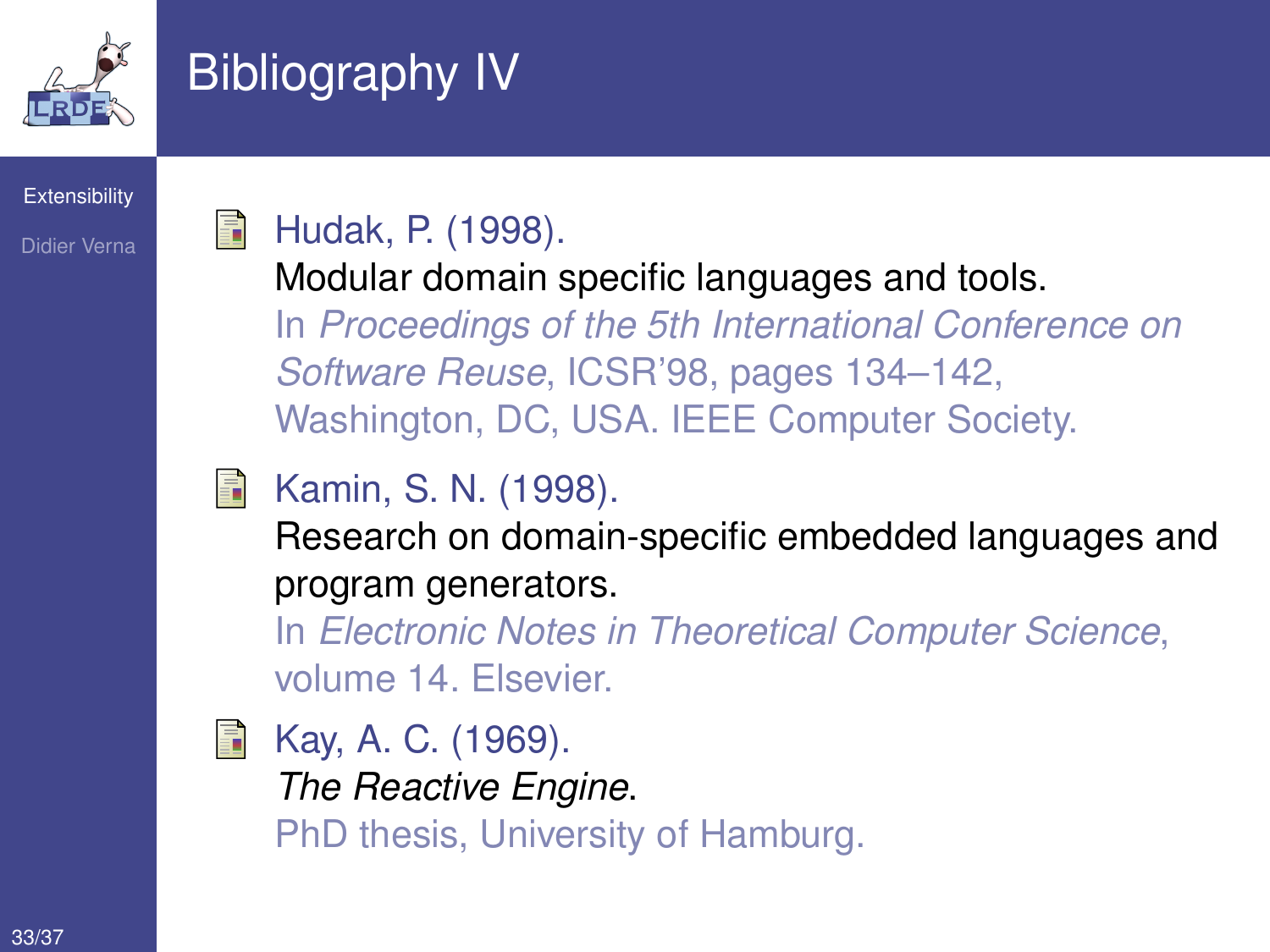# Bibliography IV

- Hudak, P. (1998).
  Modular domain specific languages and tools.
  In *Proceedings of the 5th International Conference on Software Reuse*, ICSR'98, pages 134–142, Washington, DC, USA. IEEE Computer Society.

- Kamin, S. N. (1998).
  Research on domain-specific embedded languages and program generators.
  In *Electronic Notes in Theoretical Computer Science*, volume 14. Elsevier.

- Kay, A. C. (1969).
  *The Reactive Engine*.
  PhD thesis, University of Hamburg.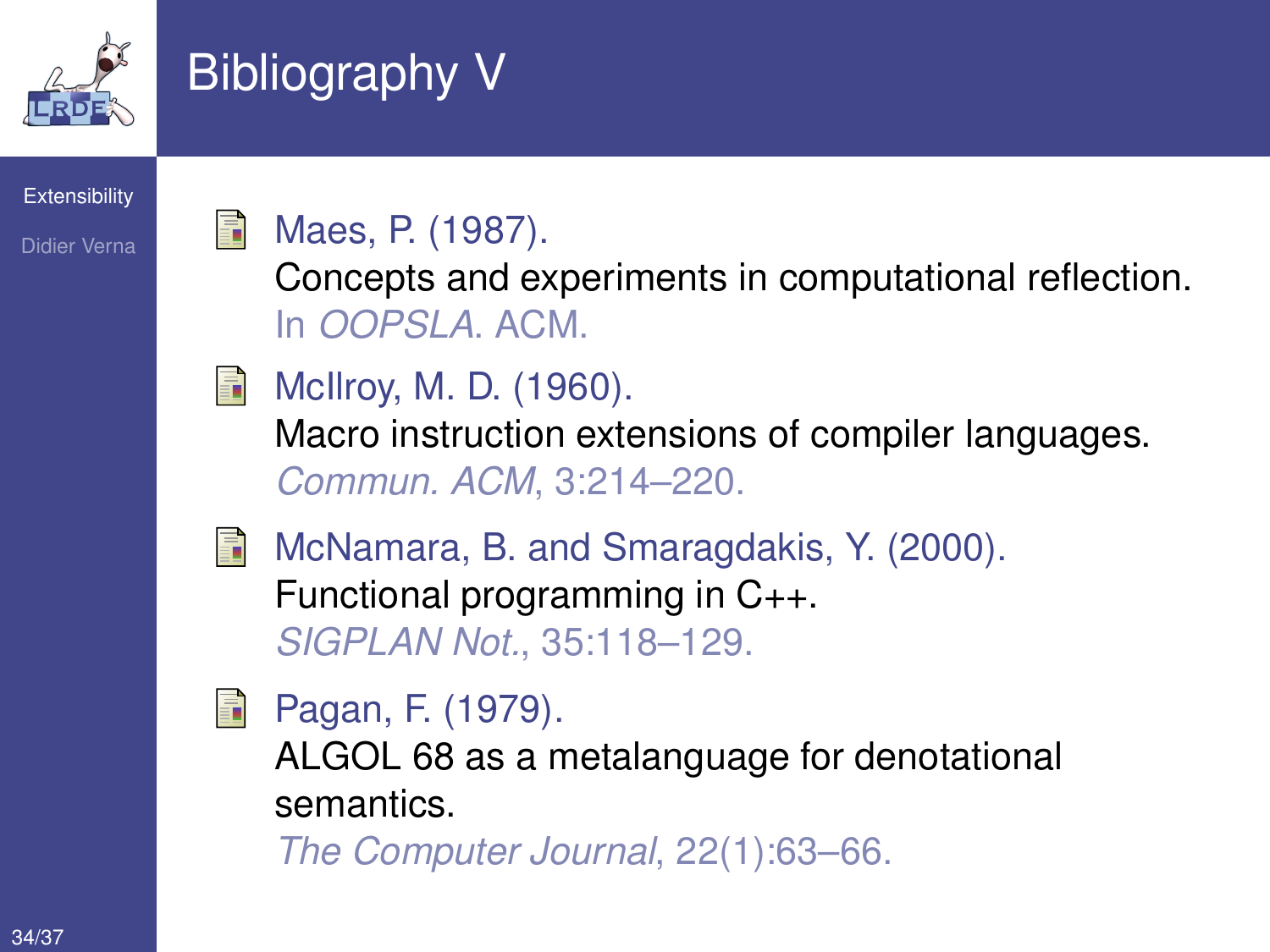# Bibliography V

- Maes, P. (1987).
  Concepts and experiments in computational reflection.
  In *OOPSLA*. ACM.

- McIlroy, M. D. (1960).
  Macro instruction extensions of compiler languages.
  *Commun. ACM*, 3:214–220.

- McNamara, B. and Smaragdakis, Y. (2000).
  Functional programming in C++.
  *SIGPLAN Not.*, 35:118–129.

- Pagan, F. (1979).
  ALGOL 68 as a metalanguage for denotational semantics.
  *The Computer Journal*, 22(1):63–66.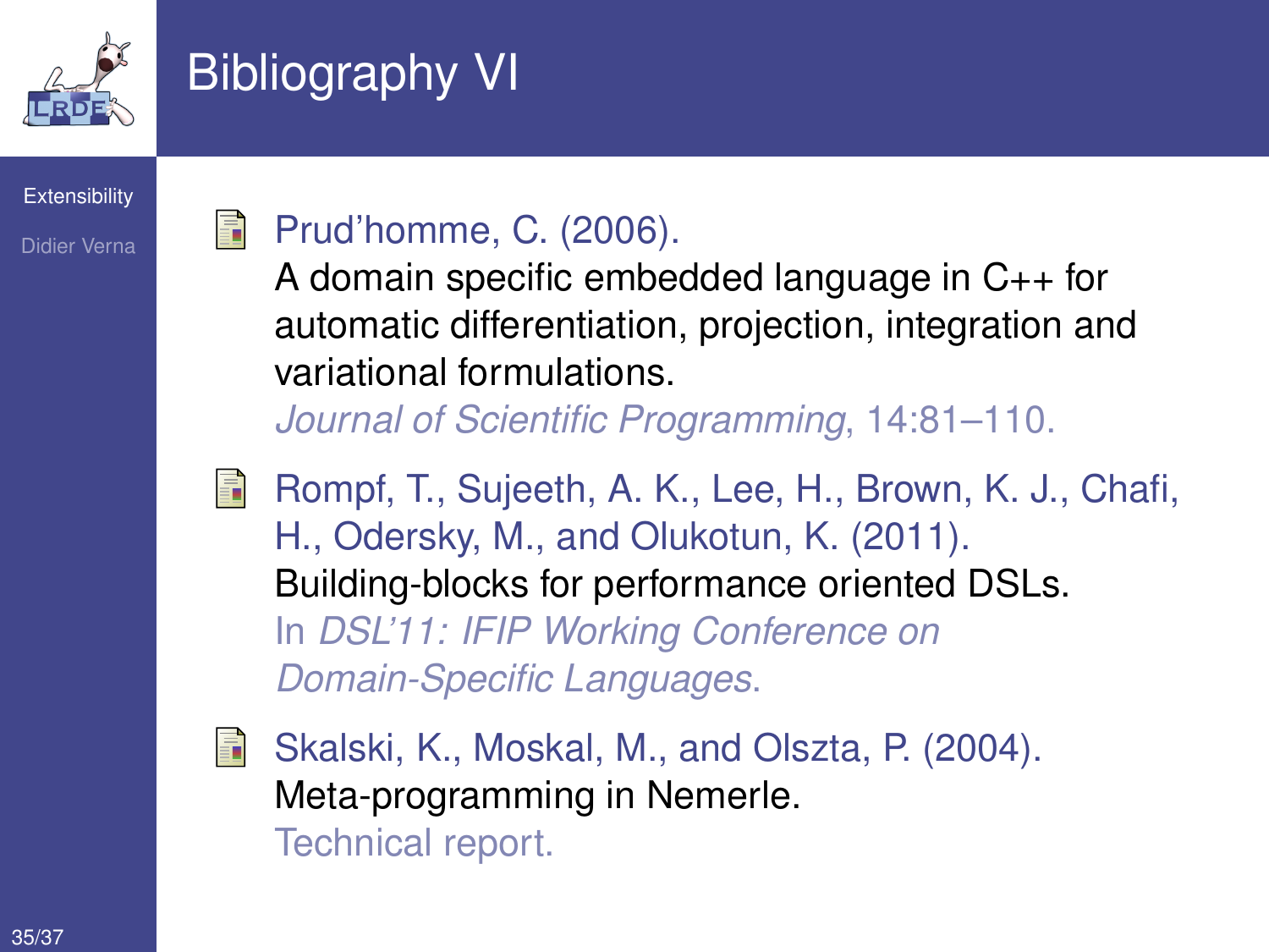# Bibliography VI

- Prud'homme, C. (2006).
  A domain specific embedded language in C++ for automatic differentiation, projection, integration and variational formulations.
  *Journal of Scientific Programming*, 14:81–110.

- Rompf, T., Sujeeth, A. K., Lee, H., Brown, K. J., Chafi, H., Odersky, M., and Olukotun, K. (2011).
  Building-blocks for performance oriented DSLs.
  In *DSL'11: IFIP Working Conference on Domain-Specific Languages*.

- Skalski, K., Moskal, M., and Olszta, P. (2004).
  Meta-programming in Nemerle.
  Technical report.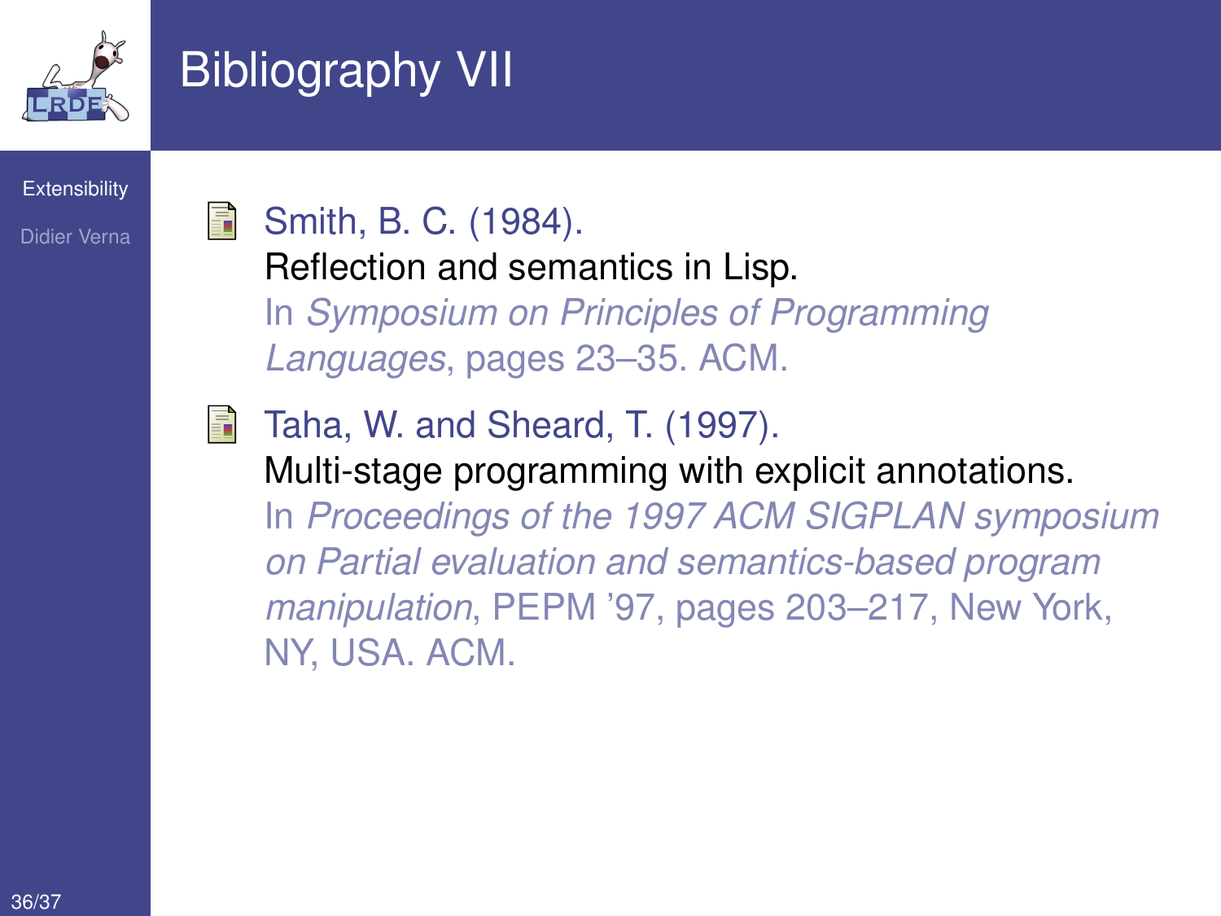# Bibliography VII

- Smith, B. C. (1984).
  Reflection and semantics in Lisp.
  In *Symposium on Principles of Programming Languages*, pages 23–35. ACM.

- Taha, W. and Sheard, T. (1997).
  Multi-stage programming with explicit annotations.
  In *Proceedings of the 1997 ACM SIGPLAN symposium on Partial evaluation and semantics-based program manipulation*, PEPM '97, pages 203–217, New York, NY, USA. ACM.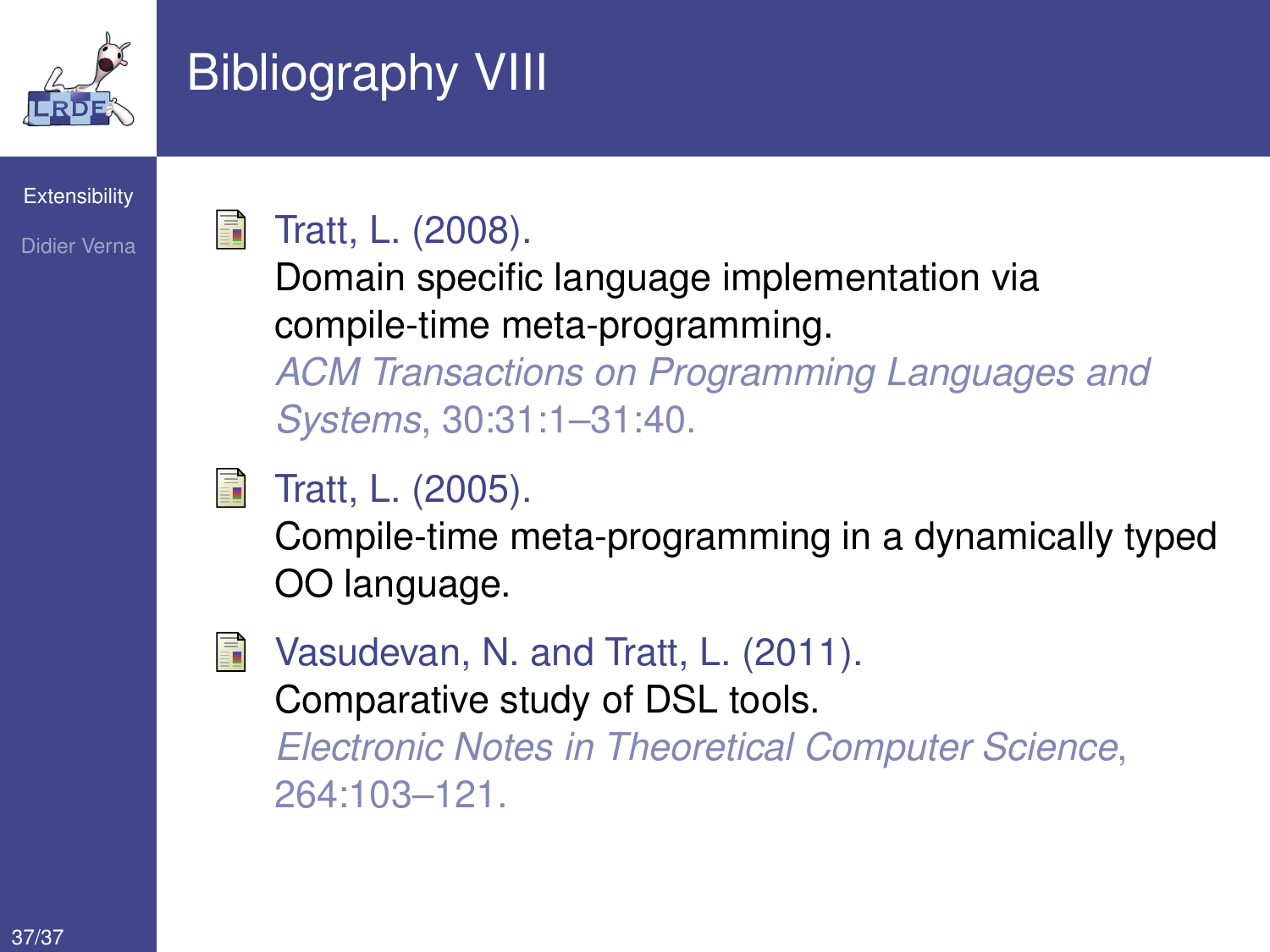# Bibliography VIII

- Tratt, L. (2008).
  Domain specific language implementation via compile-time meta-programming.
  *ACM Transactions on Programming Languages and Systems*, 30:31:1–31:40.

- Tratt, L. (2005).
  Compile-time meta-programming in a dynamically typed OO language.

- Vasudevan, N. and Tratt, L. (2011).
  Comparative study of DSL tools.
  *Electronic Notes in Theoretical Computer Science*, 264:103–121.